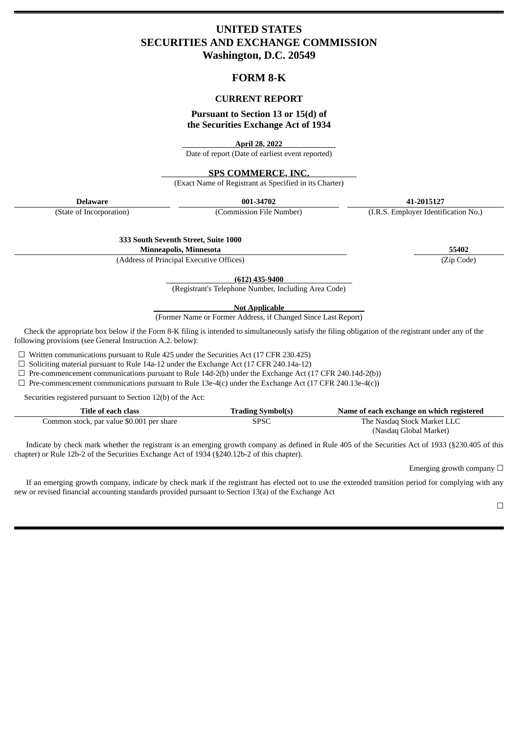# UNITED STATES
# SECURITIES AND EXCHANGE COMMISSION
## Washington, D.C. 20549

## FORM 8-K

### CURRENT REPORT

**Pursuant to Section 13 or 15(d) of the Securities Exchange Act of 1934**

**April 28, 2022**
Date of report (Date of earliest event reported)

**SPS COMMERCE, INC.**
(Exact Name of Registrant as Specified in its Charter)

| **Delaware** | **001-34702** | **41-2015127** |
|---|---|---|
| (State of Incorporation) | (Commission File Number) | (I.R.S. Employer Identification No.) |

| **333 South Seventh Street, Suite 1000 Minneapolis, Minnesota** | **55402** |
|---|---|
| (Address of Principal Executive Offices) | (Zip Code) |

**(612) 435-9400**
(Registrant's Telephone Number, Including Area Code)

**Not Applicable**
(Former Name or Former Address, if Changed Since Last Report)

Check the appropriate box below if the Form 8-K filing is intended to simultaneously satisfy the filing obligation of the registrant under any of the following provisions (see General Instruction A.2. below):

☐ Written communications pursuant to Rule 425 under the Securities Act (17 CFR 230.425)
☐ Soliciting material pursuant to Rule 14a-12 under the Exchange Act (17 CFR 240.14a-12)
☐ Pre-commencement communications pursuant to Rule 14d-2(b) under the Exchange Act (17 CFR 240.14d-2(b))
☐ Pre-commencement communications pursuant to Rule 13e-4(c) under the Exchange Act (17 CFR 240.13e-4(c))

Securities registered pursuant to Section 12(b) of the Act:

| Title of each class | Trading Symbol(s) | Name of each exchange on which registered |
|---|---|---|
| Common stock, par value $0.001 per share | SPSC | The Nasdaq Stock Market LLC (Nasdaq Global Market) |

Indicate by check mark whether the registrant is an emerging growth company as defined in Rule 405 of the Securities Act of 1933 (§230.405 of this chapter) or Rule 12b-2 of the Securities Exchange Act of 1934 (§240.12b-2 of this chapter).

Emerging growth company ☐

If an emerging growth company, indicate by check mark if the registrant has elected not to use the extended transition period for complying with any new or revised financial accounting standards provided pursuant to Section 13(a) of the Exchange Act

☐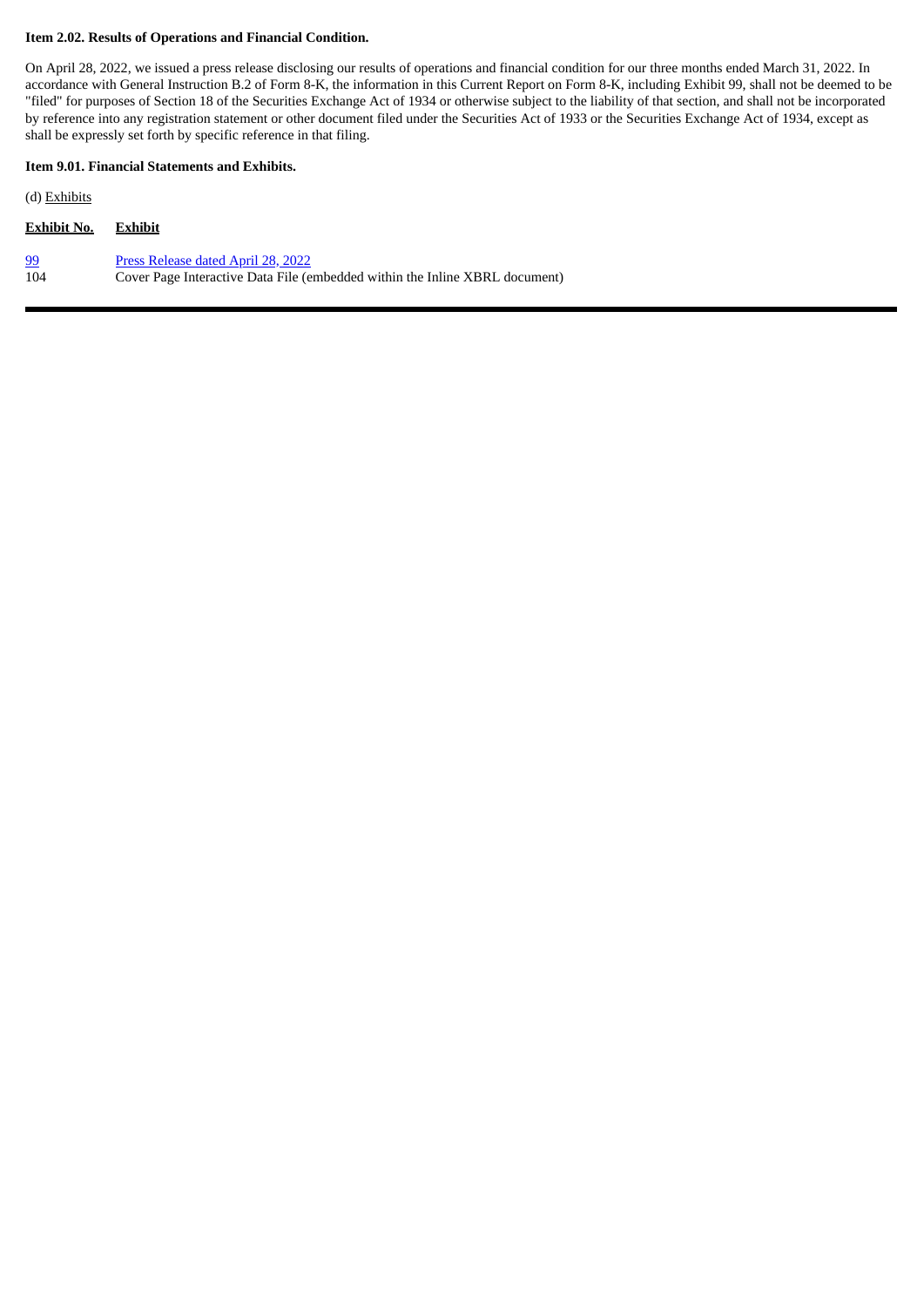**Item 2.02. Results of Operations and Financial Condition.**

On April 28, 2022, we issued a press release disclosing our results of operations and financial condition for our three months ended March 31, 2022. In accordance with General Instruction B.2 of Form 8-K, the information in this Current Report on Form 8-K, including Exhibit 99, shall not be deemed to be "filed" for purposes of Section 18 of the Securities Exchange Act of 1934 or otherwise subject to the liability of that section, and shall not be incorporated by reference into any registration statement or other document filed under the Securities Act of 1933 or the Securities Exchange Act of 1934, except as shall be expressly set forth by specific reference in that filing.

**Item 9.01. Financial Statements and Exhibits.**

(d) Exhibits

| Exhibit No. | Exhibit |
|---|---|
| 99 | Press Release dated April 28, 2022 |
| 104 | Cover Page Interactive Data File (embedded within the Inline XBRL document) |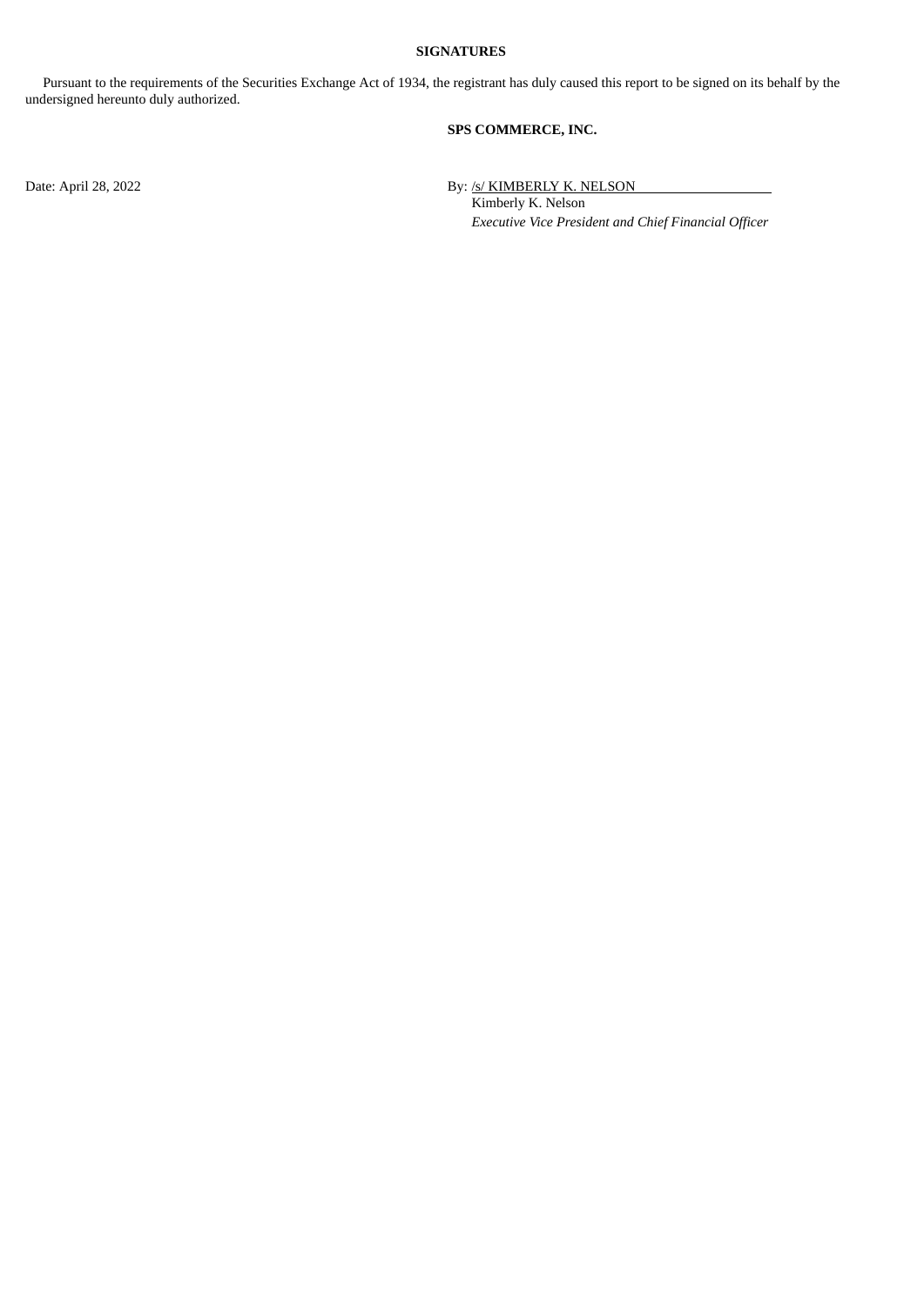**SIGNATURES**

Pursuant to the requirements of the Securities Exchange Act of 1934, the registrant has duly caused this report to be signed on its behalf by the undersigned hereunto duly authorized.

**SPS COMMERCE, INC.**

Date: April 28, 2022

By: /s/ KIMBERLY K. NELSON

Kimberly K. Nelson

*Executive Vice President and Chief Financial Officer*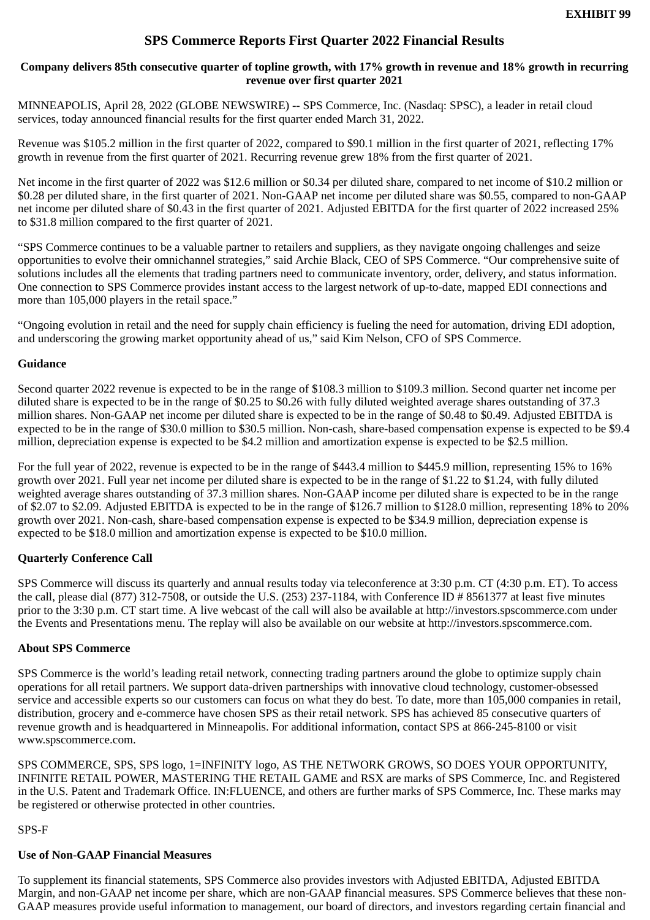**EXHIBIT 99**

# SPS Commerce Reports First Quarter 2022 Financial Results

### Company delivers 85th consecutive quarter of topline growth, with 17% growth in revenue and 18% growth in recurring revenue over first quarter 2021

MINNEAPOLIS, April 28, 2022 (GLOBE NEWSWIRE) -- SPS Commerce, Inc. (Nasdaq: SPSC), a leader in retail cloud services, today announced financial results for the first quarter ended March 31, 2022.

Revenue was $105.2 million in the first quarter of 2022, compared to $90.1 million in the first quarter of 2021, reflecting 17% growth in revenue from the first quarter of 2021. Recurring revenue grew 18% from the first quarter of 2021.

Net income in the first quarter of 2022 was $12.6 million or $0.34 per diluted share, compared to net income of $10.2 million or $0.28 per diluted share, in the first quarter of 2021. Non-GAAP net income per diluted share was $0.55, compared to non-GAAP net income per diluted share of $0.43 in the first quarter of 2021. Adjusted EBITDA for the first quarter of 2022 increased 25% to $31.8 million compared to the first quarter of 2021.

"SPS Commerce continues to be a valuable partner to retailers and suppliers, as they navigate ongoing challenges and seize opportunities to evolve their omnichannel strategies," said Archie Black, CEO of SPS Commerce. "Our comprehensive suite of solutions includes all the elements that trading partners need to communicate inventory, order, delivery, and status information. One connection to SPS Commerce provides instant access to the largest network of up-to-date, mapped EDI connections and more than 105,000 players in the retail space."

"Ongoing evolution in retail and the need for supply chain efficiency is fueling the need for automation, driving EDI adoption, and underscoring the growing market opportunity ahead of us," said Kim Nelson, CFO of SPS Commerce.

**Guidance**

Second quarter 2022 revenue is expected to be in the range of $108.3 million to $109.3 million. Second quarter net income per diluted share is expected to be in the range of $0.25 to $0.26 with fully diluted weighted average shares outstanding of 37.3 million shares. Non-GAAP net income per diluted share is expected to be in the range of $0.48 to $0.49. Adjusted EBITDA is expected to be in the range of $30.0 million to $30.5 million. Non-cash, share-based compensation expense is expected to be $9.4 million, depreciation expense is expected to be $4.2 million and amortization expense is expected to be $2.5 million.

For the full year of 2022, revenue is expected to be in the range of $443.4 million to $445.9 million, representing 15% to 16% growth over 2021. Full year net income per diluted share is expected to be in the range of $1.22 to $1.24, with fully diluted weighted average shares outstanding of 37.3 million shares. Non-GAAP income per diluted share is expected to be in the range of $2.07 to $2.09. Adjusted EBITDA is expected to be in the range of $126.7 million to $128.0 million, representing 18% to 20% growth over 2021. Non-cash, share-based compensation expense is expected to be $34.9 million, depreciation expense is expected to be $18.0 million and amortization expense is expected to be $10.0 million.

**Quarterly Conference Call**

SPS Commerce will discuss its quarterly and annual results today via teleconference at 3:30 p.m. CT (4:30 p.m. ET). To access the call, please dial (877) 312-7508, or outside the U.S. (253) 237-1184, with Conference ID # 8561377 at least five minutes prior to the 3:30 p.m. CT start time. A live webcast of the call will also be available at http://investors.spscommerce.com under the Events and Presentations menu. The replay will also be available on our website at http://investors.spscommerce.com.

**About SPS Commerce**

SPS Commerce is the world's leading retail network, connecting trading partners around the globe to optimize supply chain operations for all retail partners. We support data-driven partnerships with innovative cloud technology, customer-obsessed service and accessible experts so our customers can focus on what they do best. To date, more than 105,000 companies in retail, distribution, grocery and e-commerce have chosen SPS as their retail network. SPS has achieved 85 consecutive quarters of revenue growth and is headquartered in Minneapolis. For additional information, contact SPS at 866-245-8100 or visit www.spscommerce.com.

SPS COMMERCE, SPS, SPS logo, 1=INFINITY logo, AS THE NETWORK GROWS, SO DOES YOUR OPPORTUNITY, INFINITE RETAIL POWER, MASTERING THE RETAIL GAME and RSX are marks of SPS Commerce, Inc. and Registered in the U.S. Patent and Trademark Office. IN:FLUENCE, and others are further marks of SPS Commerce, Inc. These marks may be registered or otherwise protected in other countries.

SPS-F

**Use of Non-GAAP Financial Measures**

To supplement its financial statements, SPS Commerce also provides investors with Adjusted EBITDA, Adjusted EBITDA Margin, and non-GAAP net income per share, which are non-GAAP financial measures. SPS Commerce believes that these non-GAAP measures provide useful information to management, our board of directors, and investors regarding certain financial and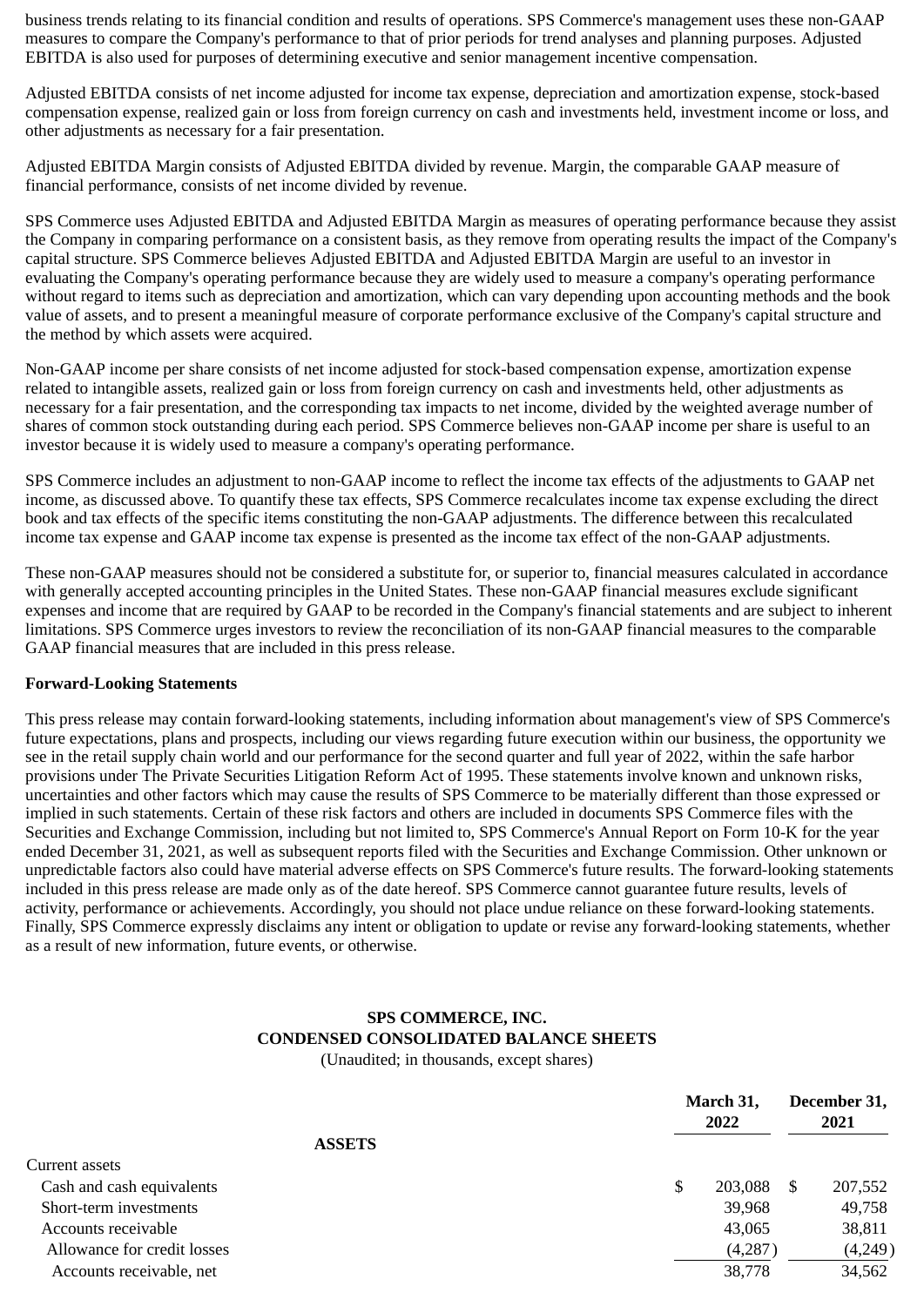business trends relating to its financial condition and results of operations. SPS Commerce's management uses these non-GAAP measures to compare the Company's performance to that of prior periods for trend analyses and planning purposes. Adjusted EBITDA is also used for purposes of determining executive and senior management incentive compensation.

Adjusted EBITDA consists of net income adjusted for income tax expense, depreciation and amortization expense, stock-based compensation expense, realized gain or loss from foreign currency on cash and investments held, investment income or loss, and other adjustments as necessary for a fair presentation.

Adjusted EBITDA Margin consists of Adjusted EBITDA divided by revenue. Margin, the comparable GAAP measure of financial performance, consists of net income divided by revenue.

SPS Commerce uses Adjusted EBITDA and Adjusted EBITDA Margin as measures of operating performance because they assist the Company in comparing performance on a consistent basis, as they remove from operating results the impact of the Company's capital structure. SPS Commerce believes Adjusted EBITDA and Adjusted EBITDA Margin are useful to an investor in evaluating the Company's operating performance because they are widely used to measure a company's operating performance without regard to items such as depreciation and amortization, which can vary depending upon accounting methods and the book value of assets, and to present a meaningful measure of corporate performance exclusive of the Company's capital structure and the method by which assets were acquired.

Non-GAAP income per share consists of net income adjusted for stock-based compensation expense, amortization expense related to intangible assets, realized gain or loss from foreign currency on cash and investments held, other adjustments as necessary for a fair presentation, and the corresponding tax impacts to net income, divided by the weighted average number of shares of common stock outstanding during each period. SPS Commerce believes non-GAAP income per share is useful to an investor because it is widely used to measure a company's operating performance.

SPS Commerce includes an adjustment to non-GAAP income to reflect the income tax effects of the adjustments to GAAP net income, as discussed above. To quantify these tax effects, SPS Commerce recalculates income tax expense excluding the direct book and tax effects of the specific items constituting the non-GAAP adjustments. The difference between this recalculated income tax expense and GAAP income tax expense is presented as the income tax effect of the non-GAAP adjustments.

These non-GAAP measures should not be considered a substitute for, or superior to, financial measures calculated in accordance with generally accepted accounting principles in the United States. These non-GAAP financial measures exclude significant expenses and income that are required by GAAP to be recorded in the Company's financial statements and are subject to inherent limitations. SPS Commerce urges investors to review the reconciliation of its non-GAAP financial measures to the comparable GAAP financial measures that are included in this press release.

**Forward-Looking Statements**

This press release may contain forward-looking statements, including information about management's view of SPS Commerce's future expectations, plans and prospects, including our views regarding future execution within our business, the opportunity we see in the retail supply chain world and our performance for the second quarter and full year of 2022, within the safe harbor provisions under The Private Securities Litigation Reform Act of 1995. These statements involve known and unknown risks, uncertainties and other factors which may cause the results of SPS Commerce to be materially different than those expressed or implied in such statements. Certain of these risk factors and others are included in documents SPS Commerce files with the Securities and Exchange Commission, including but not limited to, SPS Commerce's Annual Report on Form 10-K for the year ended December 31, 2021, as well as subsequent reports filed with the Securities and Exchange Commission. Other unknown or unpredictable factors also could have material adverse effects on SPS Commerce's future results. The forward-looking statements included in this press release are made only as of the date hereof. SPS Commerce cannot guarantee future results, levels of activity, performance or achievements. Accordingly, you should not place undue reliance on these forward-looking statements. Finally, SPS Commerce expressly disclaims any intent or obligation to update or revise any forward-looking statements, whether as a result of new information, future events, or otherwise.

**SPS COMMERCE, INC.**
**CONDENSED CONSOLIDATED BALANCE SHEETS**
(Unaudited; in thousands, except shares)

| | March 31, 2022 | December 31, 2021 |
|---|---|---|
| **ASSETS** | | |
| Current assets | | |
| Cash and cash equivalents | $ 203,088 | $ 207,552 |
| Short-term investments | 39,968 | 49,758 |
| Accounts receivable | 43,065 | 38,811 |
| Allowance for credit losses | (4,287) | (4,249) |
| Accounts receivable, net | 38,778 | 34,562 |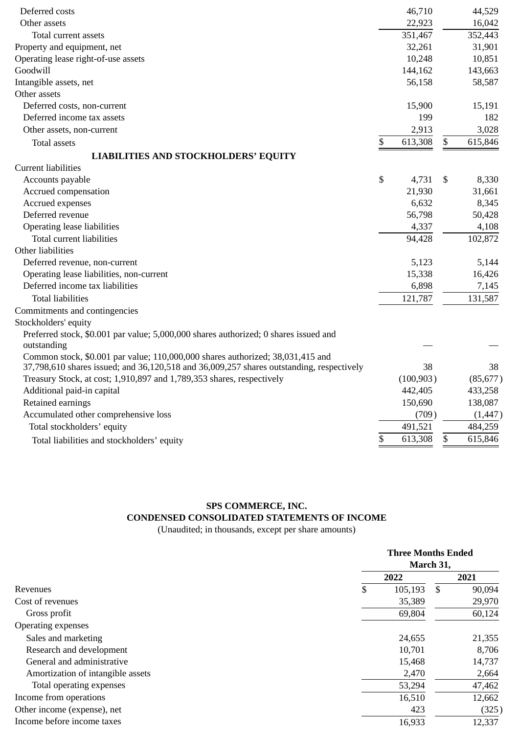| | | |
|---|---|---|
| Deferred costs | 46,710 | 44,529 |
| Other assets | 22,923 | 16,042 |
| Total current assets | 351,467 | 352,443 |
| Property and equipment, net | 32,261 | 31,901 |
| Operating lease right-of-use assets | 10,248 | 10,851 |
| Goodwill | 144,162 | 143,663 |
| Intangible assets, net | 56,158 | 58,587 |
| Other assets | | |
| Deferred costs, non-current | 15,900 | 15,191 |
| Deferred income tax assets | 199 | 182 |
| Other assets, non-current | 2,913 | 3,028 |
| Total assets | $ 613,308 | $ 615,846 |
| **LIABILITIES AND STOCKHOLDERS' EQUITY** | | |
| Current liabilities | | |
| Accounts payable | $ 4,731 | $ 8,330 |
| Accrued compensation | 21,930 | 31,661 |
| Accrued expenses | 6,632 | 8,345 |
| Deferred revenue | 56,798 | 50,428 |
| Operating lease liabilities | 4,337 | 4,108 |
| Total current liabilities | 94,428 | 102,872 |
| Other liabilities | | |
| Deferred revenue, non-current | 5,123 | 5,144 |
| Operating lease liabilities, non-current | 15,338 | 16,426 |
| Deferred income tax liabilities | 6,898 | 7,145 |
| Total liabilities | 121,787 | 131,587 |
| Commitments and contingencies | | |
| Stockholders' equity | | |
| Preferred stock, $0.001 par value; 5,000,000 shares authorized; 0 shares issued and outstanding | — | — |
| Common stock, $0.001 par value; 110,000,000 shares authorized; 38,031,415 and 37,798,610 shares issued; and 36,120,518 and 36,009,257 shares outstanding, respectively | 38 | 38 |
| Treasury Stock, at cost; 1,910,897 and 1,789,353 shares, respectively | (100,903) | (85,677) |
| Additional paid-in capital | 442,405 | 433,258 |
| Retained earnings | 150,690 | 138,087 |
| Accumulated other comprehensive loss | (709) | (1,447) |
| Total stockholders' equity | 491,521 | 484,259 |
| Total liabilities and stockholders' equity | $ 613,308 | $ 615,846 |

**SPS COMMERCE, INC.**
**CONDENSED CONSOLIDATED STATEMENTS OF INCOME**
(Unaudited; in thousands, except per share amounts)

| | Three Months Ended March 31, | |
|---|---|---|
| | 2022 | 2021 |
| Revenues | $ 105,193 | $ 90,094 |
| Cost of revenues | 35,389 | 29,970 |
| Gross profit | 69,804 | 60,124 |
| Operating expenses | | |
| Sales and marketing | 24,655 | 21,355 |
| Research and development | 10,701 | 8,706 |
| General and administrative | 15,468 | 14,737 |
| Amortization of intangible assets | 2,470 | 2,664 |
| Total operating expenses | 53,294 | 47,462 |
| Income from operations | 16,510 | 12,662 |
| Other income (expense), net | 423 | (325) |
| Income before income taxes | 16,933 | 12,337 |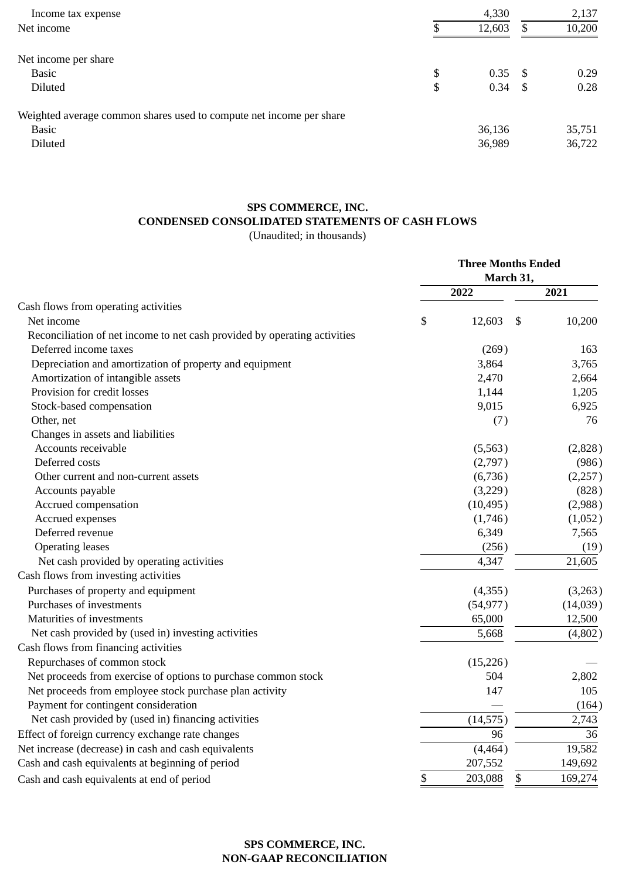| | | |
|---|---|---|
| Income tax expense | 4,330 | 2,137 |
| Net income | $ 12,603 | $ 10,200 |
| | | |
| Net income per share | | |
| Basic | $ 0.35 | $ 0.29 |
| Diluted | $ 0.34 | $ 0.28 |
| | | |
| Weighted average common shares used to compute net income per share | | |
| Basic | 36,136 | 35,751 |
| Diluted | 36,989 | 36,722 |

**SPS COMMERCE, INC.**
**CONDENSED CONSOLIDATED STATEMENTS OF CASH FLOWS**
(Unaudited; in thousands)

| | Three Months Ended March 31, | |
|---|---|---|
| | **2022** | **2021** |
| Cash flows from operating activities | | |
| Net income | $ 12,603 | $ 10,200 |
| Reconciliation of net income to net cash provided by operating activities | | |
| Deferred income taxes | (269) | 163 |
| Depreciation and amortization of property and equipment | 3,864 | 3,765 |
| Amortization of intangible assets | 2,470 | 2,664 |
| Provision for credit losses | 1,144 | 1,205 |
| Stock-based compensation | 9,015 | 6,925 |
| Other, net | (7) | 76 |
| Changes in assets and liabilities | | |
| Accounts receivable | (5,563) | (2,828) |
| Deferred costs | (2,797) | (986) |
| Other current and non-current assets | (6,736) | (2,257) |
| Accounts payable | (3,229) | (828) |
| Accrued compensation | (10,495) | (2,988) |
| Accrued expenses | (1,746) | (1,052) |
| Deferred revenue | 6,349 | 7,565 |
| Operating leases | (256) | (19) |
| Net cash provided by operating activities | 4,347 | 21,605 |
| Cash flows from investing activities | | |
| Purchases of property and equipment | (4,355) | (3,263) |
| Purchases of investments | (54,977) | (14,039) |
| Maturities of investments | 65,000 | 12,500 |
| Net cash provided by (used in) investing activities | 5,668 | (4,802) |
| Cash flows from financing activities | | |
| Repurchases of common stock | (15,226) | — |
| Net proceeds from exercise of options to purchase common stock | 504 | 2,802 |
| Net proceeds from employee stock purchase plan activity | 147 | 105 |
| Payment for contingent consideration | — | (164) |
| Net cash provided by (used in) financing activities | (14,575) | 2,743 |
| Effect of foreign currency exchange rate changes | 96 | 36 |
| Net increase (decrease) in cash and cash equivalents | (4,464) | 19,582 |
| Cash and cash equivalents at beginning of period | 207,552 | 149,692 |
| Cash and cash equivalents at end of period | $ 203,088 | $ 169,274 |

**SPS COMMERCE, INC.**
**NON-GAAP RECONCILIATION**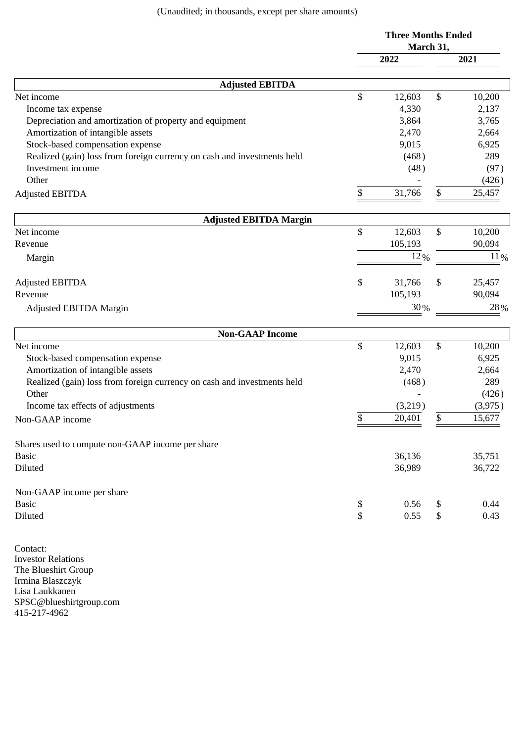(Unaudited; in thousands, except per share amounts)

| | Three Months Ended March 31, 2022 | Three Months Ended March 31, 2021 |
|---|---|---|
| **Adjusted EBITDA** | | |
| Net income | $ 12,603 | $ 10,200 |
| Income tax expense | 4,330 | 2,137 |
| Depreciation and amortization of property and equipment | 3,864 | 3,765 |
| Amortization of intangible assets | 2,470 | 2,664 |
| Stock-based compensation expense | 9,015 | 6,925 |
| Realized (gain) loss from foreign currency on cash and investments held | (468) | 289 |
| Investment income | (48) | (97) |
| Other | - | (426) |
| Adjusted EBITDA | $ 31,766 | $ 25,457 |
| **Adjusted EBITDA Margin** | | |
| Net income | $ 12,603 | $ 10,200 |
| Revenue | 105,193 | 90,094 |
| Margin | 12% | 11% |
| Adjusted EBITDA | $ 31,766 | $ 25,457 |
| Revenue | 105,193 | 90,094 |
| Adjusted EBITDA Margin | 30% | 28% |
| **Non-GAAP Income** | | |
| Net income | $ 12,603 | $ 10,200 |
| Stock-based compensation expense | 9,015 | 6,925 |
| Amortization of intangible assets | 2,470 | 2,664 |
| Realized (gain) loss from foreign currency on cash and investments held | (468) | 289 |
| Other | - | (426) |
| Income tax effects of adjustments | (3,219) | (3,975) |
| Non-GAAP income | $ 20,401 | $ 15,677 |
| Shares used to compute non-GAAP income per share | | |
| Basic | 36,136 | 35,751 |
| Diluted | 36,989 | 36,722 |
| Non-GAAP income per share | | |
| Basic | $ 0.56 | $ 0.44 |
| Diluted | $ 0.55 | $ 0.43 |

Contact:
Investor Relations
The Blueshirt Group
Irmina Blaszczyk
Lisa Laukkanen
SPSC@blueshirtgroup.com
415-217-4962